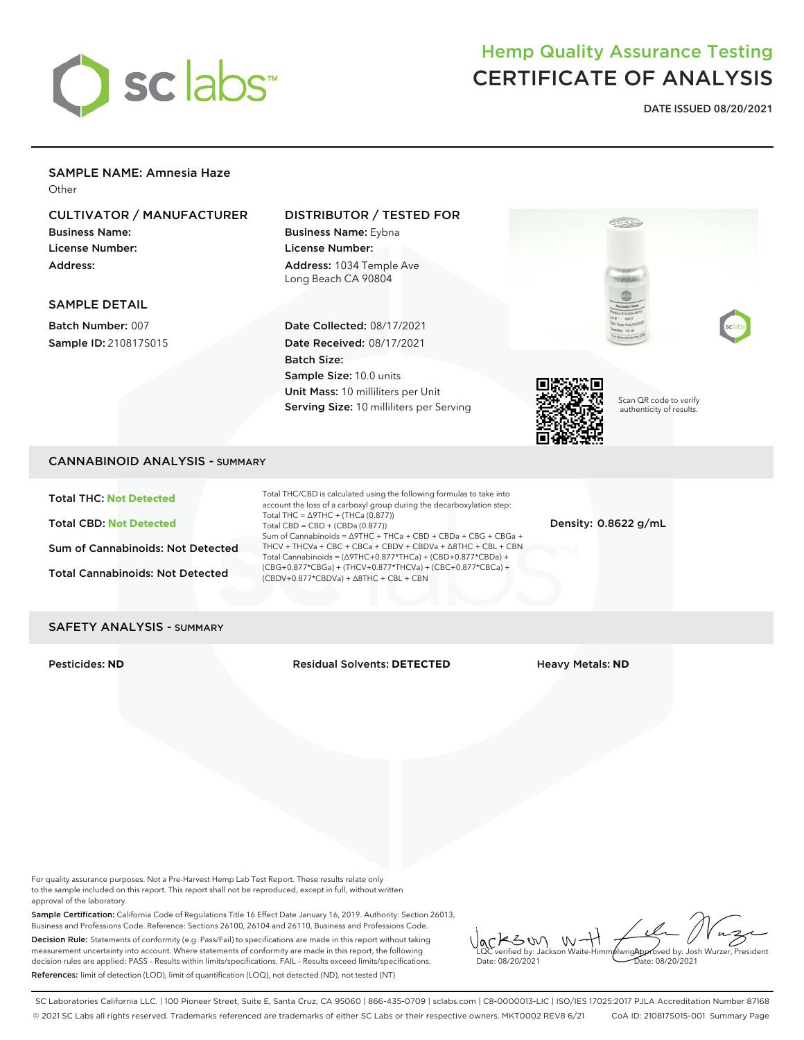# Hemp Quality Assurance Testing
# CERTIFICATE OF ANALYSIS

**DATE ISSUED 08/20/2021**

## SAMPLE NAME: Amnesia Haze

Other

### CULTIVATOR / MANUFACTURER

**Business Name:**
**License Number:**
**Address:**

### DISTRIBUTOR / TESTED FOR

**Business Name:** Eybna
**License Number:**
**Address:** 1034 Temple Ave
Long Beach CA 90804

### SAMPLE DETAIL

**Batch Number:** 007
**Sample ID:** 210817S015

**Date Collected:** 08/17/2021
**Date Received:** 08/17/2021
**Batch Size:**
**Sample Size:** 10.0 units
**Unit Mass:** 10 milliliters per Unit
**Serving Size:** 10 milliliters per Serving

Scan QR code to verify authenticity of results.

## CANNABINOID ANALYSIS - SUMMARY

**Total THC: Not Detected**

**Total CBD: Not Detected**

**Sum of Cannabinoids: Not Detected**

**Total Cannabinoids: Not Detected**

Total THC/CBD is calculated using the following formulas to take into account the loss of a carboxyl group during the decarboxylation step:
Total THC = Δ9THC + (THCa (0.877))
Total CBD = CBD + (CBDa (0.877))
Sum of Cannabinoids = Δ9THC + THCa + CBD + CBDa + CBG + CBGa + THCV + THCVa + CBC + CBCa + CBDV + CBDVa + Δ8THC + CBL + CBN
Total Cannabinoids = (Δ9THC+0.877*THCa) + (CBD+0.877*CBDa) + (CBG+0.877*CBGa) + (THCV+0.877*THCVa) + (CBC+0.877*CBCa) + (CBDV+0.877*CBDVa) + Δ8THC + CBL + CBN

**Density: 0.8622 g/mL**

## SAFETY ANALYSIS - SUMMARY

**Pesticides: ND** | **Residual Solvents: DETECTED** | **Heavy Metals: ND**

For quality assurance purposes. Not a Pre-Harvest Hemp Lab Test Report. These results relate only to the sample included on this report. This report shall not be reproduced, except in full, without written approval of the laboratory.

**Sample Certification:** California Code of Regulations Title 16 Effect Date January 16, 2019. Authority: Section 26013, Business and Professions Code. Reference: Sections 26100, 26104 and 26110, Business and Professions Code.

**Decision Rule:** Statements of conformity (e.g. Pass/Fail) to specifications are made in this report without taking measurement uncertainty into account. Where statements of conformity are made in this report, the following decision rules are applied: PASS - Results within limits/specifications, FAIL - Results exceed limits/specifications.

**References:** limit of detection (LOD), limit of quantification (LOQ), not detected (ND), not tested (NT)

LQC verified by: Jackson Waite-Himmelwright
Date: 08/20/2021

Approved by: Josh Wurzer, President
Date: 08/20/2021

SC Laboratories California LLC. | 100 Pioneer Street, Suite E, Santa Cruz, CA 95060 | 866-435-0709 | sclabs.com | C8-0000013-LIC | ISO/IES 17025:2017 PJLA Accreditation Number 87168
© 2021 SC Labs all rights reserved. Trademarks referenced are trademarks of either SC Labs or their respective owners. MKT0002 REV8 6/21 CoA ID: 210817S015-001 Summary Page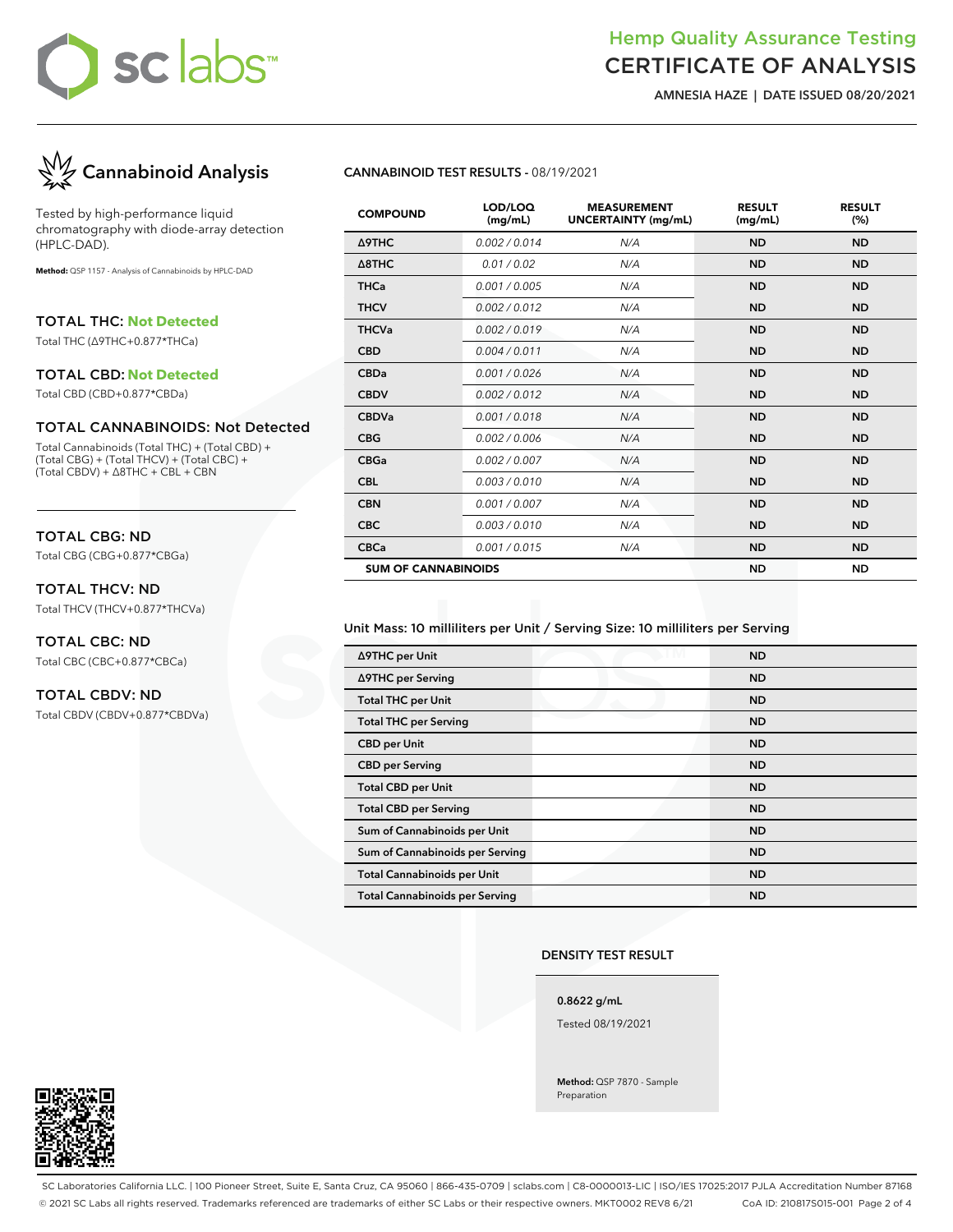# Hemp Quality Assurance Testing
# CERTIFICATE OF ANALYSIS

**AMNESIA HAZE | DATE ISSUED 08/20/2021**

## Cannabinoid Analysis

Tested by high-performance liquid chromatography with diode-array detection (HPLC-DAD).

**Method:** QSP 1157 - Analysis of Cannabinoids by HPLC-DAD

### TOTAL THC: Not Detected

Total THC (Δ9THC+0.877*THCa)

### TOTAL CBD: Not Detected

Total CBD (CBD+0.877*CBDa)

### TOTAL CANNABINOIDS: Not Detected

Total Cannabinoids (Total THC) + (Total CBD) + (Total CBG) + (Total THCV) + (Total CBC) + (Total CBDV) + Δ8THC + CBL + CBN

### TOTAL CBG: ND

Total CBG (CBG+0.877*CBGa)

### TOTAL THCV: ND

Total THCV (THCV+0.877*THCVa)

### TOTAL CBC: ND

Total CBC (CBC+0.877*CBCa)

### TOTAL CBDV: ND

Total CBDV (CBDV+0.877*CBDVa)

### CANNABINOID TEST RESULTS - 08/19/2021

| COMPOUND | LOD/LOQ (mg/mL) | MEASUREMENT UNCERTAINTY (mg/mL) | RESULT (mg/mL) | RESULT (%) |
|---|---|---|---|---|
| Δ9THC | 0.002 / 0.014 | N/A | ND | ND |
| Δ8THC | 0.01 / 0.02 | N/A | ND | ND |
| THCa | 0.001 / 0.005 | N/A | ND | ND |
| THCV | 0.002 / 0.012 | N/A | ND | ND |
| THCVa | 0.002 / 0.019 | N/A | ND | ND |
| CBD | 0.004 / 0.011 | N/A | ND | ND |
| CBDa | 0.001 / 0.026 | N/A | ND | ND |
| CBDV | 0.002 / 0.012 | N/A | ND | ND |
| CBDVa | 0.001 / 0.018 | N/A | ND | ND |
| CBG | 0.002 / 0.006 | N/A | ND | ND |
| CBGa | 0.002 / 0.007 | N/A | ND | ND |
| CBL | 0.003 / 0.010 | N/A | ND | ND |
| CBN | 0.001 / 0.007 | N/A | ND | ND |
| CBC | 0.003 / 0.010 | N/A | ND | ND |
| CBCa | 0.001 / 0.015 | N/A | ND | ND |
| **SUM OF CANNABINOIDS** | | | **ND** | **ND** |

Unit Mass: 10 milliliters per Unit / Serving Size: 10 milliliters per Serving

| | |
|---|---|
| Δ9THC per Unit | ND |
| Δ9THC per Serving | ND |
| Total THC per Unit | ND |
| Total THC per Serving | ND |
| CBD per Unit | ND |
| CBD per Serving | ND |
| Total CBD per Unit | ND |
| Total CBD per Serving | ND |
| Sum of Cannabinoids per Unit | ND |
| Sum of Cannabinoids per Serving | ND |
| Total Cannabinoids per Unit | ND |
| Total Cannabinoids per Serving | ND |

### DENSITY TEST RESULT

**0.8622 g/mL**

Tested 08/19/2021

**Method:** QSP 7870 - Sample Preparation

SC Laboratories California LLC. | 100 Pioneer Street, Suite E, Santa Cruz, CA 95060 | 866-435-0709 | sclabs.com | C8-0000013-LIC | ISO/IES 17025:2017 PJLA Accreditation Number 87168
© 2021 SC Labs all rights reserved. Trademarks referenced are trademarks of either SC Labs or their respective owners. MKT0002 REV8 6/21 CoA ID: 210817S015-001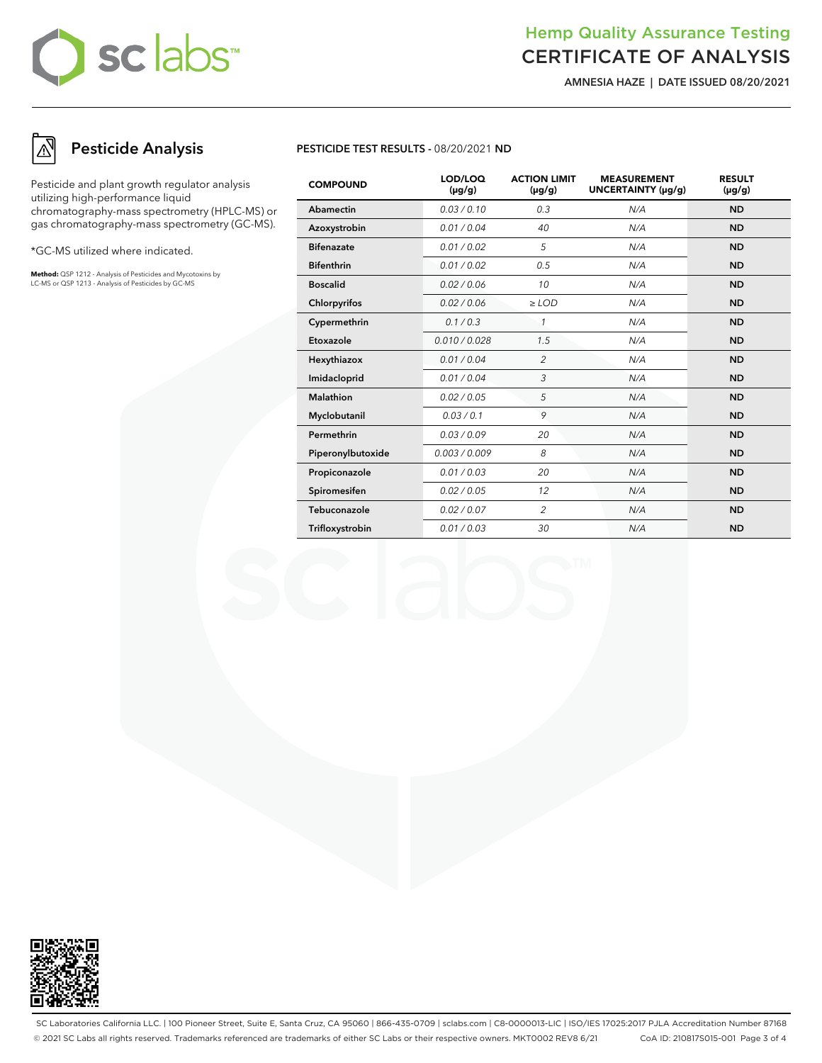## Pesticide Analysis

Pesticide and plant growth regulator analysis utilizing high-performance liquid chromatography-mass spectrometry (HPLC-MS) or gas chromatography-mass spectrometry (GC-MS).

*GC-MS utilized where indicated.

**Method:** QSP 1212 - Analysis of Pesticides and Mycotoxins by LC-MS or QSP 1213 - Analysis of Pesticides by GC-MS

**PESTICIDE TEST RESULTS -** 08/20/2021 **ND**

| COMPOUND | LOD/LOQ (μg/g) | ACTION LIMIT (μg/g) | MEASUREMENT UNCERTAINTY (μg/g) | RESULT (μg/g) |
|---|---|---|---|---|
| Abamectin | 0.03 / 0.10 | 0.3 | N/A | ND |
| Azoxystrobin | 0.01 / 0.04 | 40 | N/A | ND |
| Bifenazate | 0.01 / 0.02 | 5 | N/A | ND |
| Bifenthrin | 0.01 / 0.02 | 0.5 | N/A | ND |
| Boscalid | 0.02 / 0.06 | 10 | N/A | ND |
| Chlorpyrifos | 0.02 / 0.06 | ≥ LOD | N/A | ND |
| Cypermethrin | 0.1 / 0.3 | 1 | N/A | ND |
| Etoxazole | 0.010 / 0.028 | 1.5 | N/A | ND |
| Hexythiazox | 0.01 / 0.04 | 2 | N/A | ND |
| Imidacloprid | 0.01 / 0.04 | 3 | N/A | ND |
| Malathion | 0.02 / 0.05 | 5 | N/A | ND |
| Myclobutanil | 0.03 / 0.1 | 9 | N/A | ND |
| Permethrin | 0.03 / 0.09 | 20 | N/A | ND |
| Piperonylbutoxide | 0.003 / 0.009 | 8 | N/A | ND |
| Propiconazole | 0.01 / 0.03 | 20 | N/A | ND |
| Spiromesifen | 0.02 / 0.05 | 12 | N/A | ND |
| Tebuconazole | 0.02 / 0.07 | 2 | N/A | ND |
| Trifloxystrobin | 0.01 / 0.03 | 30 | N/A | ND |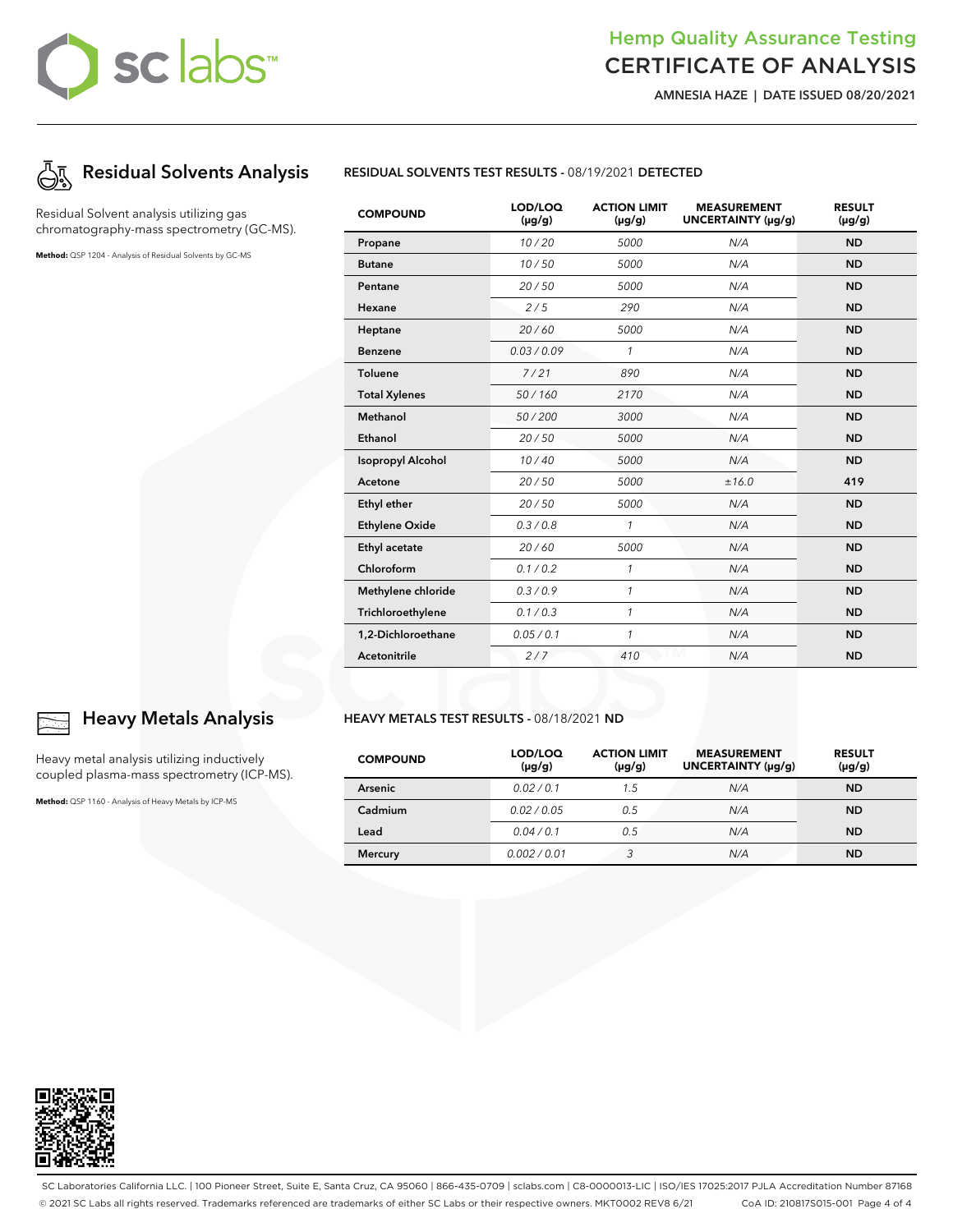# Hemp Quality Assurance Testing
# CERTIFICATE OF ANALYSIS

**AMNESIA HAZE | DATE ISSUED 08/20/2021**

## Residual Solvents Analysis

Residual Solvent analysis utilizing gas chromatography-mass spectrometry (GC-MS).

**Method:** QSP 1204 - Analysis of Residual Solvents by GC-MS

**RESIDUAL SOLVENTS TEST RESULTS -** 08/19/2021 **DETECTED**

| COMPOUND | LOD/LOQ (µg/g) | ACTION LIMIT (µg/g) | MEASUREMENT UNCERTAINTY (µg/g) | RESULT (µg/g) |
|---|---|---|---|---|
| Propane | 10 / 20 | 5000 | N/A | ND |
| Butane | 10 / 50 | 5000 | N/A | ND |
| Pentane | 20 / 50 | 5000 | N/A | ND |
| Hexane | 2 / 5 | 290 | N/A | ND |
| Heptane | 20 / 60 | 5000 | N/A | ND |
| Benzene | 0.03 / 0.09 | 1 | N/A | ND |
| Toluene | 7 / 21 | 890 | N/A | ND |
| Total Xylenes | 50 / 160 | 2170 | N/A | ND |
| Methanol | 50 / 200 | 3000 | N/A | ND |
| Ethanol | 20 / 50 | 5000 | N/A | ND |
| Isopropyl Alcohol | 10 / 40 | 5000 | N/A | ND |
| Acetone | 20 / 50 | 5000 | ±16.0 | 419 |
| Ethyl ether | 20 / 50 | 5000 | N/A | ND |
| Ethylene Oxide | 0.3 / 0.8 | 1 | N/A | ND |
| Ethyl acetate | 20 / 60 | 5000 | N/A | ND |
| Chloroform | 0.1 / 0.2 | 1 | N/A | ND |
| Methylene chloride | 0.3 / 0.9 | 1 | N/A | ND |
| Trichloroethylene | 0.1 / 0.3 | 1 | N/A | ND |
| 1,2-Dichloroethane | 0.05 / 0.1 | 1 | N/A | ND |
| Acetonitrile | 2 / 7 | 410 | N/A | ND |

## Heavy Metals Analysis

Heavy metal analysis utilizing inductively coupled plasma-mass spectrometry (ICP-MS).

**Method:** QSP 1160 - Analysis of Heavy Metals by ICP-MS

**HEAVY METALS TEST RESULTS -** 08/18/2021 **ND**

| COMPOUND | LOD/LOQ (µg/g) | ACTION LIMIT (µg/g) | MEASUREMENT UNCERTAINTY (µg/g) | RESULT (µg/g) |
|---|---|---|---|---|
| Arsenic | 0.02 / 0.1 | 1.5 | N/A | ND |
| Cadmium | 0.02 / 0.05 | 0.5 | N/A | ND |
| Lead | 0.04 / 0.1 | 0.5 | N/A | ND |
| Mercury | 0.002 / 0.01 | 3 | N/A | ND |

SC Laboratories California LLC. | 100 Pioneer Street, Suite E, Santa Cruz, CA 95060 | 866-435-0709 | sclabs.com | C8-0000013-LIC | ISO/IES 17025:2017 PJLA Accreditation Number 87168

© 2021 SC Labs all rights reserved. Trademarks referenced are trademarks of either SC Labs or their respective owners. MKT0002 REV8 6/21 CoA ID: 210817S015-001